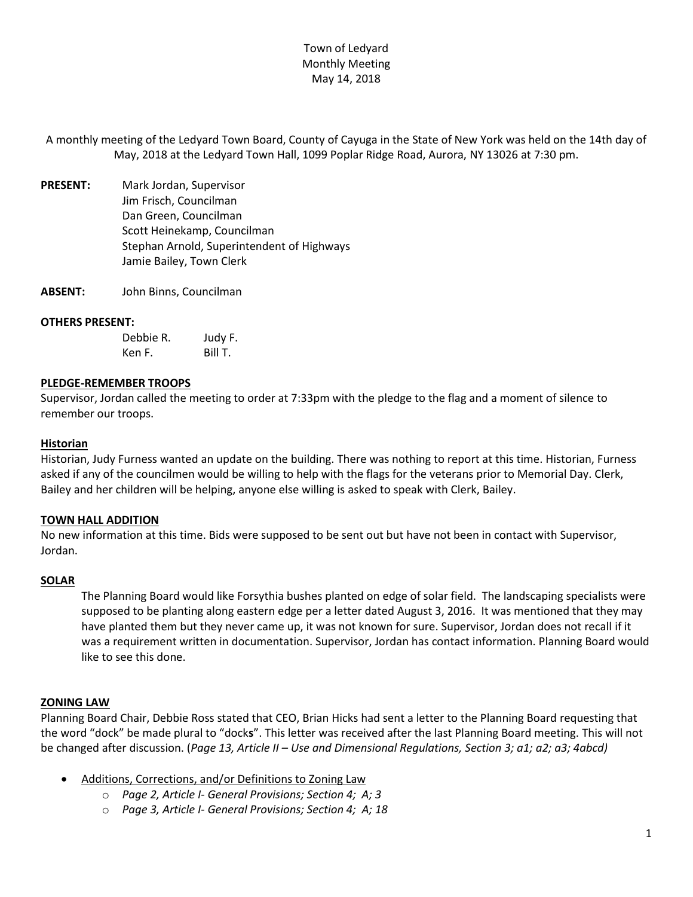Town of Ledyard
Monthly Meeting
May 14, 2018

A monthly meeting of the Ledyard Town Board, County of Cayuga in the State of New York was held on the 14th day of May, 2018 at the Ledyard Town Hall, 1099 Poplar Ridge Road, Aurora, NY 13026 at 7:30 pm.

**PRESENT:** Mark Jordan, Supervisor
Jim Frisch, Councilman
Dan Green, Councilman
Scott Heinekamp, Councilman
Stephan Arnold, Superintendent of Highways
Jamie Bailey, Town Clerk

**ABSENT:** John Binns, Councilman

**OTHERS PRESENT:**

| | |
|---|---|
| Debbie R. | Judy F. |
| Ken F. | Bill T. |

**PLEDGE-REMEMBER TROOPS**

Supervisor, Jordan called the meeting to order at 7:33pm with the pledge to the flag and a moment of silence to remember our troops.

**Historian**

Historian, Judy Furness wanted an update on the building. There was nothing to report at this time. Historian, Furness asked if any of the councilmen would be willing to help with the flags for the veterans prior to Memorial Day. Clerk, Bailey and her children will be helping, anyone else willing is asked to speak with Clerk, Bailey.

**TOWN HALL ADDITION**

No new information at this time. Bids were supposed to be sent out but have not been in contact with Supervisor, Jordan.

**SOLAR**

The Planning Board would like Forsythia bushes planted on edge of solar field. The landscaping specialists were supposed to be planting along eastern edge per a letter dated August 3, 2016. It was mentioned that they may have planted them but they never came up, it was not known for sure. Supervisor, Jordan does not recall if it was a requirement written in documentation. Supervisor, Jordan has contact information. Planning Board would like to see this done.

**ZONING LAW**

Planning Board Chair, Debbie Ross stated that CEO, Brian Hicks had sent a letter to the Planning Board requesting that the word "dock" be made plural to "dock**s**". This letter was received after the last Planning Board meeting. This will not be changed after discussion. (*Page 13, Article II – Use and Dimensional Regulations, Section 3; a1; a2; a3; 4abcd)*

- Additions, Corrections, and/or Definitions to Zoning Law
  - *Page 2, Article I- General Provisions; Section 4; A; 3*
  - *Page 3, Article I- General Provisions; Section 4; A; 18*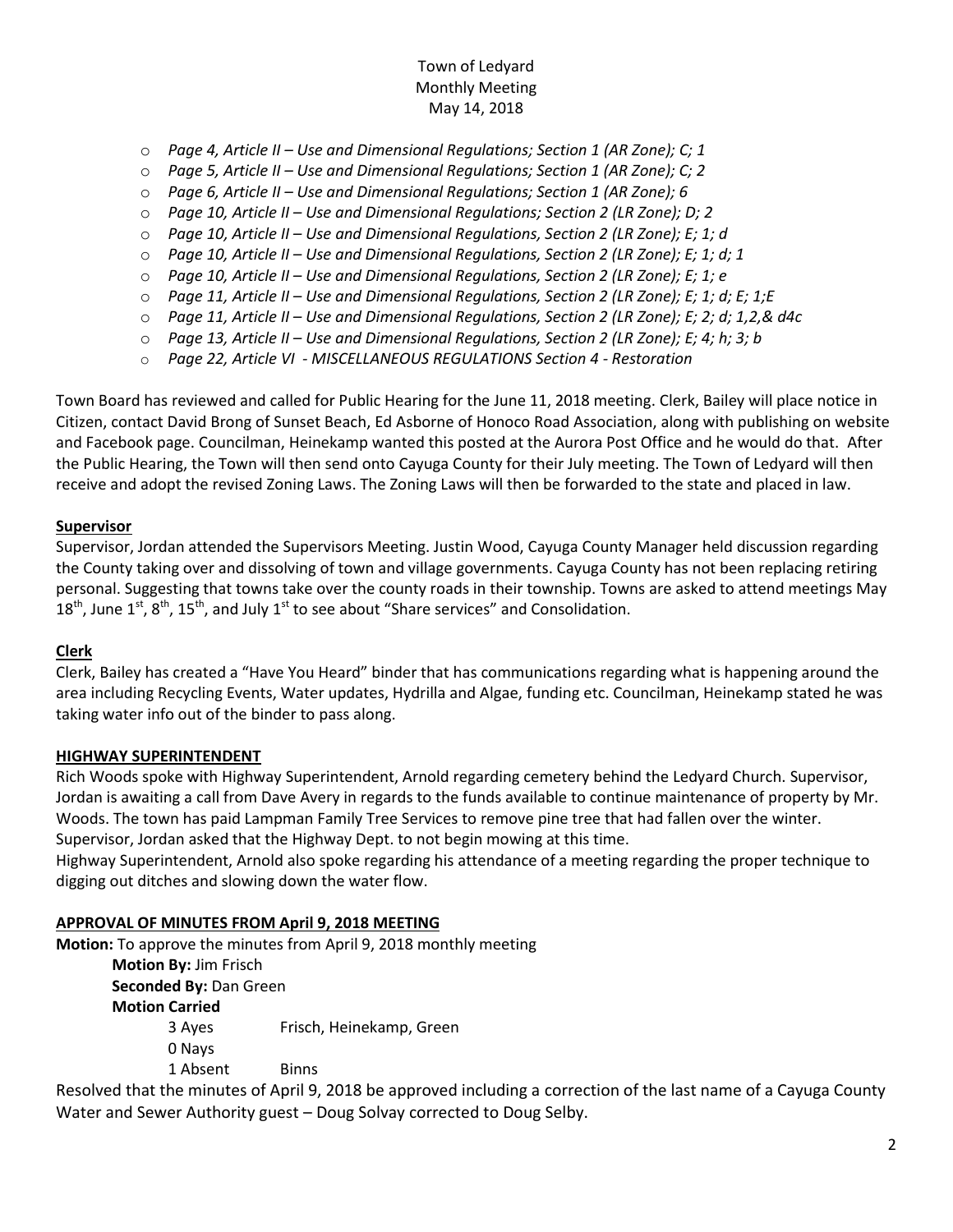- *Page 4, Article II – Use and Dimensional Regulations; Section 1 (AR Zone); C; 1*
- *Page 5, Article II – Use and Dimensional Regulations; Section 1 (AR Zone); C; 2*
- *Page 6, Article II – Use and Dimensional Regulations; Section 1 (AR Zone); 6*
- *Page 10, Article II – Use and Dimensional Regulations; Section 2 (LR Zone); D; 2*
- *Page 10, Article II – Use and Dimensional Regulations, Section 2 (LR Zone); E; 1; d*
- *Page 10, Article II – Use and Dimensional Regulations, Section 2 (LR Zone); E; 1; d; 1*
- *Page 10, Article II – Use and Dimensional Regulations, Section 2 (LR Zone); E; 1; e*
- *Page 11, Article II – Use and Dimensional Regulations, Section 2 (LR Zone); E; 1; d; E; 1;E*
- *Page 11, Article II – Use and Dimensional Regulations, Section 2 (LR Zone); E; 2; d; 1,2,& d4c*
- *Page 13, Article II – Use and Dimensional Regulations, Section 2 (LR Zone); E; 4; h; 3; b*
- *Page 22, Article VI - MISCELLANEOUS REGULATIONS Section 4 - Restoration*

Town Board has reviewed and called for Public Hearing for the June 11, 2018 meeting. Clerk, Bailey will place notice in Citizen, contact David Brong of Sunset Beach, Ed Asborne of Honoco Road Association, along with publishing on website and Facebook page. Councilman, Heinekamp wanted this posted at the Aurora Post Office and he would do that. After the Public Hearing, the Town will then send onto Cayuga County for their July meeting. The Town of Ledyard will then receive and adopt the revised Zoning Laws. The Zoning Laws will then be forwarded to the state and placed in law.

**Supervisor**

Supervisor, Jordan attended the Supervisors Meeting. Justin Wood, Cayuga County Manager held discussion regarding the County taking over and dissolving of town and village governments. Cayuga County has not been replacing retiring personal. Suggesting that towns take over the county roads in their township. Towns are asked to attend meetings May 18th, June 1st, 8th, 15th, and July 1st to see about "Share services" and Consolidation.

**Clerk**

Clerk, Bailey has created a "Have You Heard" binder that has communications regarding what is happening around the area including Recycling Events, Water updates, Hydrilla and Algae, funding etc. Councilman, Heinekamp stated he was taking water info out of the binder to pass along.

**HIGHWAY SUPERINTENDENT**

Rich Woods spoke with Highway Superintendent, Arnold regarding cemetery behind the Ledyard Church. Supervisor, Jordan is awaiting a call from Dave Avery in regards to the funds available to continue maintenance of property by Mr. Woods. The town has paid Lampman Family Tree Services to remove pine tree that had fallen over the winter. Supervisor, Jordan asked that the Highway Dept. to not begin mowing at this time.

Highway Superintendent, Arnold also spoke regarding his attendance of a meeting regarding the proper technique to digging out ditches and slowing down the water flow.

**APPROVAL OF MINUTES FROM April 9, 2018 MEETING**

**Motion:** To approve the minutes from April 9, 2018 monthly meeting

**Motion By:** Jim Frisch
**Seconded By:** Dan Green
**Motion Carried**

3 Ayes Frisch, Heinekamp, Green
0 Nays
1 Absent Binns

Resolved that the minutes of April 9, 2018 be approved including a correction of the last name of a Cayuga County Water and Sewer Authority guest – Doug Solvay corrected to Doug Selby.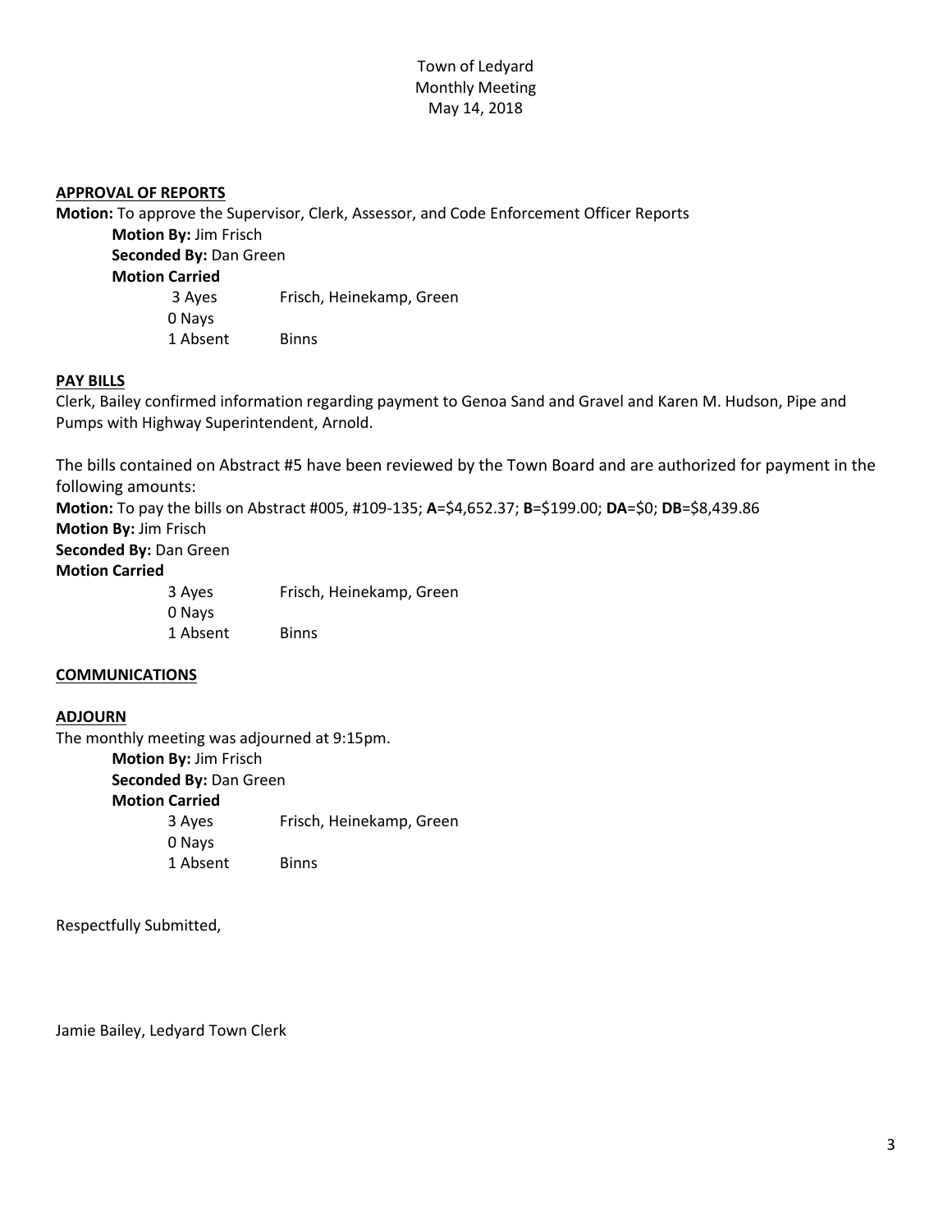Town of Ledyard
Monthly Meeting
May 14, 2018

**APPROVAL OF REPORTS**

**Motion:** To approve the Supervisor, Clerk, Assessor, and Code Enforcement Officer Reports

**Motion By:** Jim Frisch
**Seconded By:** Dan Green
**Motion Carried**

| | |
|---|---|
| 3 Ayes | Frisch, Heinekamp, Green |
| 0 Nays | |
| 1 Absent | Binns |

**PAY BILLS**

Clerk, Bailey confirmed information regarding payment to Genoa Sand and Gravel and Karen M. Hudson, Pipe and Pumps with Highway Superintendent, Arnold.

The bills contained on Abstract #5 have been reviewed by the Town Board and are authorized for payment in the following amounts:

**Motion:** To pay the bills on Abstract #005, #109-135; **A**=$4,652.37; **B**=$199.00; **DA**=$0; **DB**=$8,439.86
**Motion By:** Jim Frisch
**Seconded By:** Dan Green
**Motion Carried**

| | |
|---|---|
| 3 Ayes | Frisch, Heinekamp, Green |
| 0 Nays | |
| 1 Absent | Binns |

**COMMUNICATIONS**

**ADJOURN**

The monthly meeting was adjourned at 9:15pm.

**Motion By:** Jim Frisch
**Seconded By:** Dan Green
**Motion Carried**

| | |
|---|---|
| 3 Ayes | Frisch, Heinekamp, Green |
| 0 Nays | |
| 1 Absent | Binns |

Respectfully Submitted,

Jamie Bailey, Ledyard Town Clerk